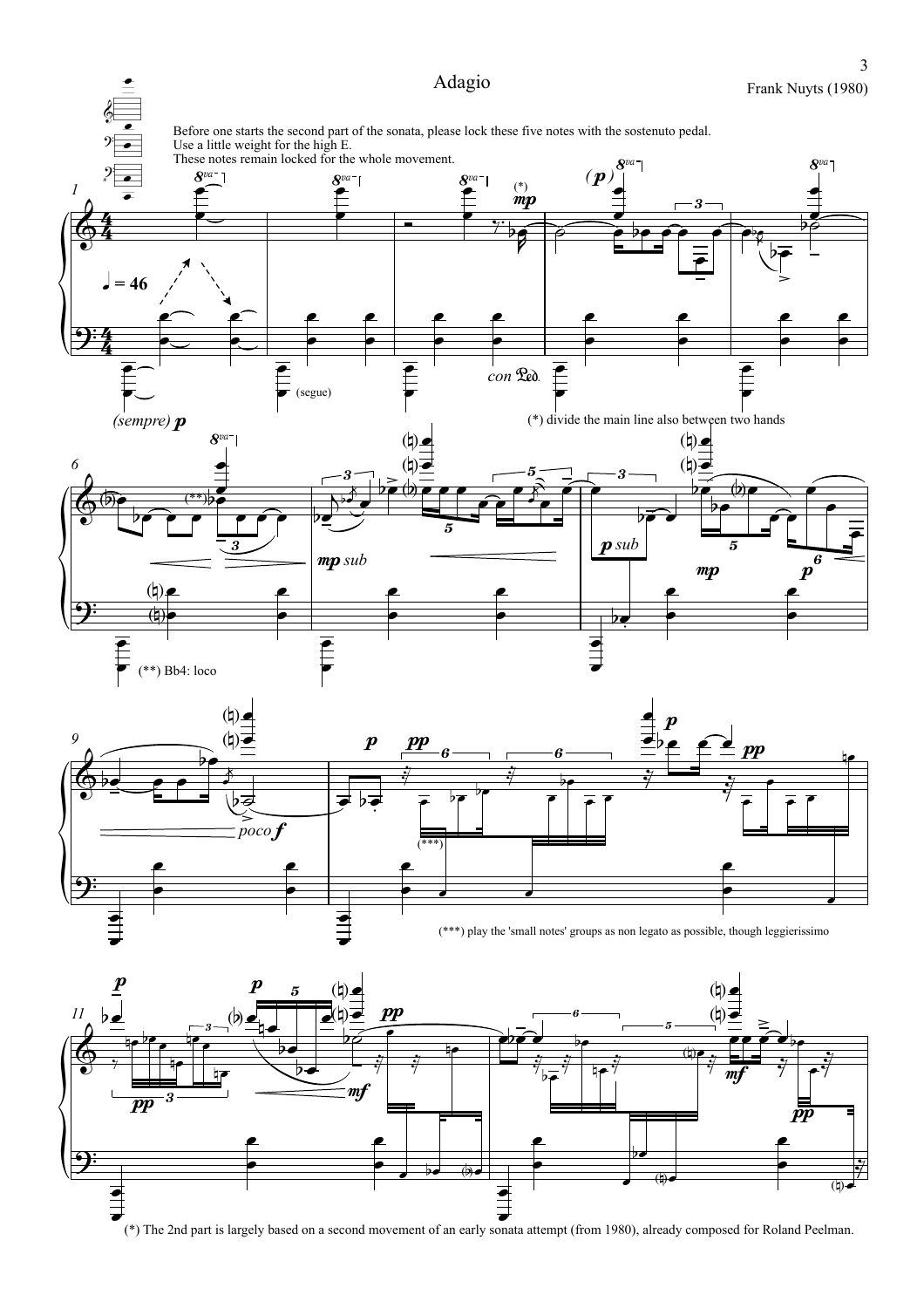# Adagio

Frank Nuyts (1980)

Before one starts the second part of the sonata, please lock these five notes with the sostenuto pedal.
Use a little weight for the high E.
These notes remain locked for the whole movement.

(*) divide the main line also between two hands

(**) Bb4: loco

(***) play the 'small notes' groups as non legato as possible, though leggierissimo

(*) The 2nd part is largely based on a second movement of an early sonata attempt (from 1980), already composed for Roland Peelman.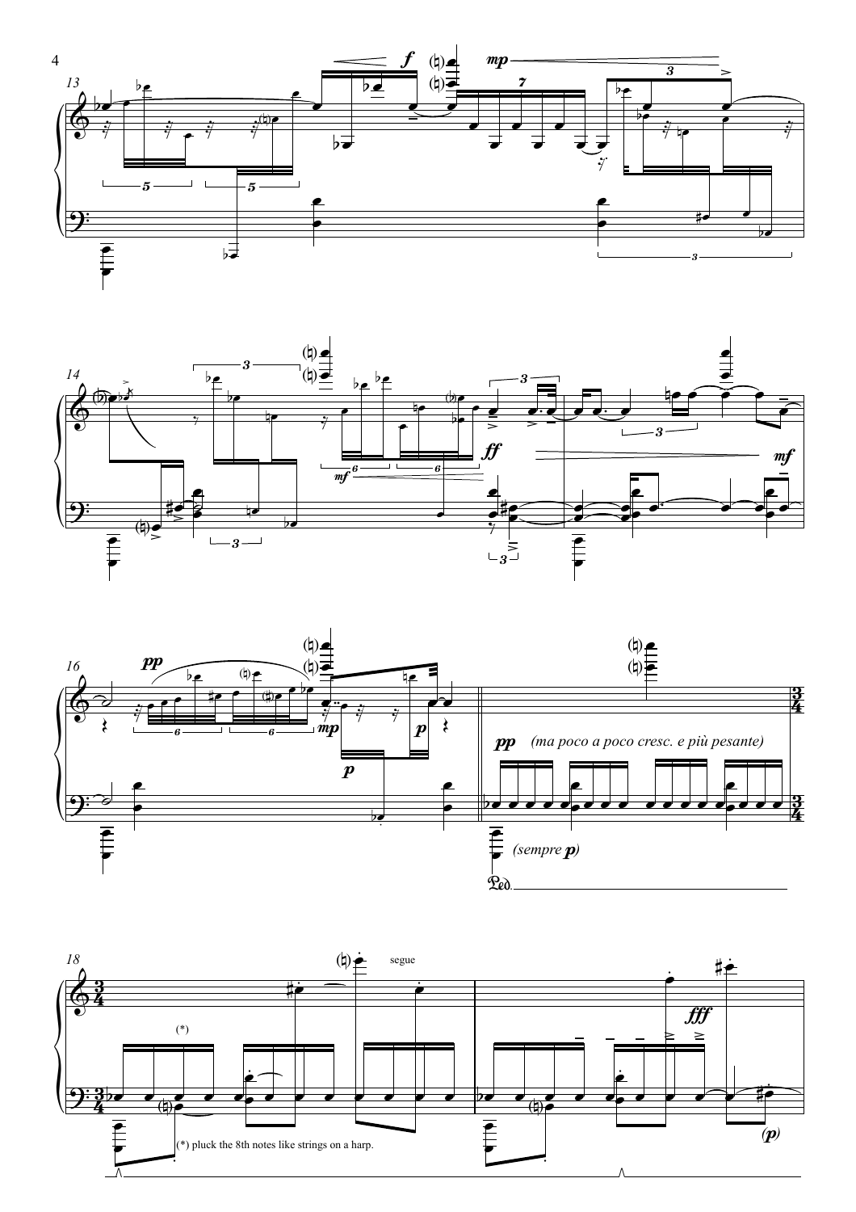*(ma poco a poco cresc. e più pesante)*

*(sempre p)*

segue

(*) pluck the 8th notes like strings on a harp.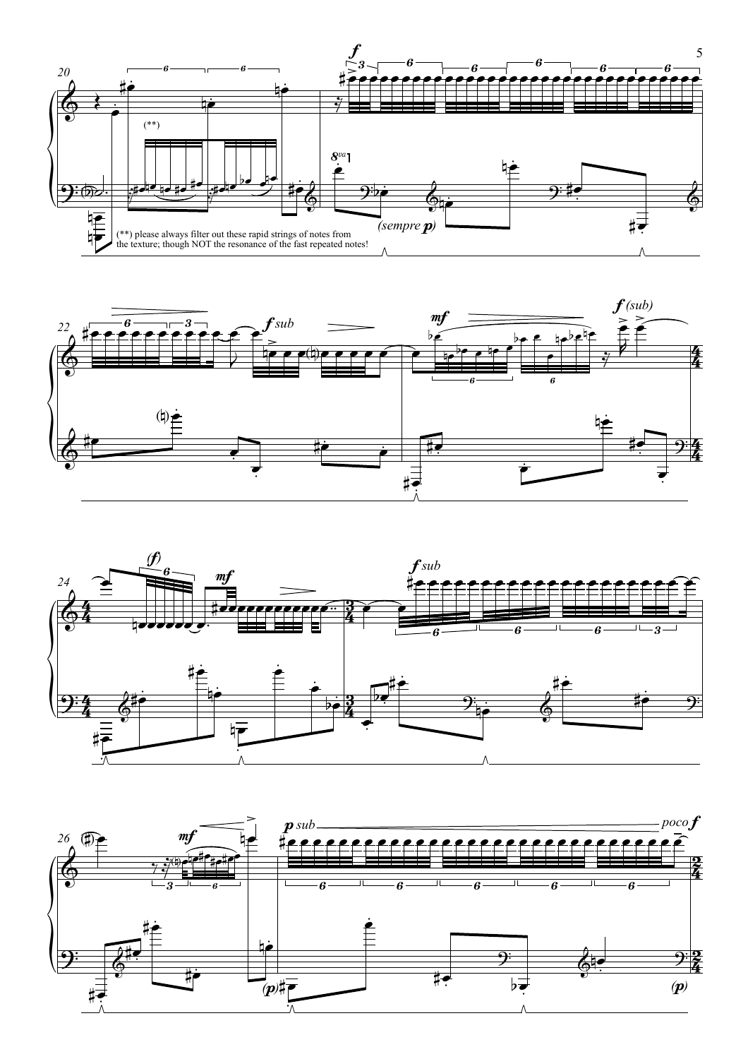(**) please always filter out these rapid strings of notes from the texture; though NOT the resonance of the fast repeated notes!